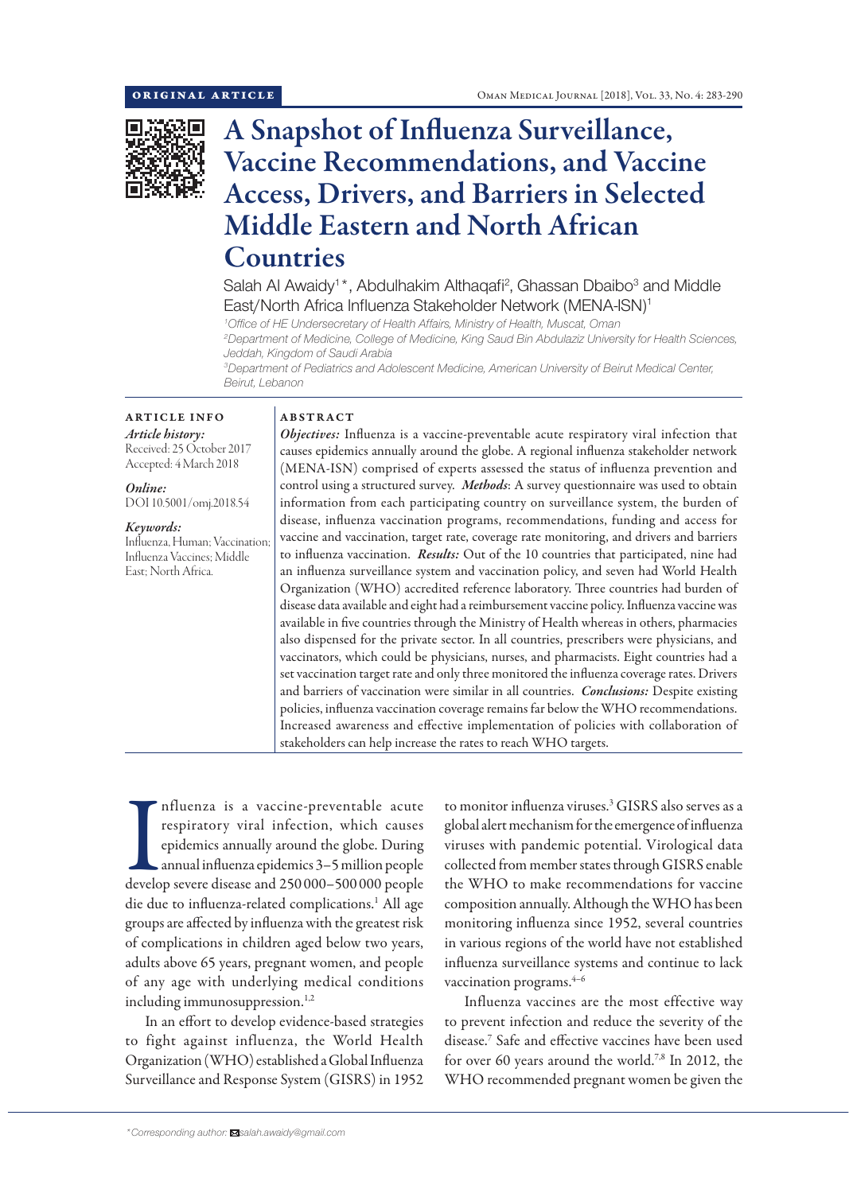ORIGINAL ARTICLE

# A Snapshot of Influenza Surveillance, Vaccine Recommendations, and Vaccine Access, Drivers, and Barriers in Selected Middle Eastern and North African Countries

Salah Al Awaidy[1]*, Abdulhakim Althaqafi[2], Ghassan Dbaibo[3] and Middle East/North Africa Influenza Stakeholder Network (MENA-ISN)[1]

[1]*Office of HE Undersecretary of Health Affairs, Ministry of Health, Muscat, Oman*
[2]*Department of Medicine, College of Medicine, King Saud Bin Abdulaziz University for Health Sciences, Jeddah, Kingdom of Saudi Arabia*
[3]*Department of Pediatrics and Adolescent Medicine, American University of Beirut Medical Center, Beirut, Lebanon*

## ARTICLE INFO

***Article history:***
Received: 25 October 2017
Accepted: 4 March 2018

***Online:***
DOI 10.5001/omj.2018.54

***Keywords:***
Influenza, Human; Vaccination; Influenza Vaccines; Middle East; North Africa.

## ABSTRACT

***Objectives:*** Influenza is a vaccine-preventable acute respiratory viral infection that causes epidemics annually around the globe. A regional influenza stakeholder network (MENA-ISN) comprised of experts assessed the status of influenza prevention and control using a structured survey. ***Methods***: A survey questionnaire was used to obtain information from each participating country on surveillance system, the burden of disease, influenza vaccination programs, recommendations, funding and access for vaccine and vaccination, target rate, coverage rate monitoring, and drivers and barriers to influenza vaccination. ***Results:*** Out of the 10 countries that participated, nine had an influenza surveillance system and vaccination policy, and seven had World Health Organization (WHO) accredited reference laboratory. Three countries had burden of disease data available and eight had a reimbursement vaccine policy. Influenza vaccine was available in five countries through the Ministry of Health whereas in others, pharmacies also dispensed for the private sector. In all countries, prescribers were physicians, and vaccinators, which could be physicians, nurses, and pharmacists. Eight countries had a set vaccination target rate and only three monitored the influenza coverage rates. Drivers and barriers of vaccination were similar in all countries. ***Conclusions:*** Despite existing policies, influenza vaccination coverage remains far below the WHO recommendations. Increased awareness and effective implementation of policies with collaboration of stakeholders can help increase the rates to reach WHO targets.

Influenza is a vaccine-preventable acute respiratory viral infection, which causes epidemics annually around the globe. During annual influenza epidemics 3–5 million people develop severe disease and 250 000–500 000 people die due to influenza-related complications.[1] All age groups are affected by influenza with the greatest risk of complications in children aged below two years, adults above 65 years, pregnant women, and people of any age with underlying medical conditions including immunosuppression.[1,2]

In an effort to develop evidence-based strategies to fight against influenza, the World Health Organization (WHO) established a Global Influenza Surveillance and Response System (GISRS) in 1952 to monitor influenza viruses.[3] GISRS also serves as a global alert mechanism for the emergence of influenza viruses with pandemic potential. Virological data collected from member states through GISRS enable the WHO to make recommendations for vaccine composition annually. Although the WHO has been monitoring influenza since 1952, several countries in various regions of the world have not established influenza surveillance systems and continue to lack vaccination programs.[4–6]

Influenza vaccines are the most effective way to prevent infection and reduce the severity of the disease.[7] Safe and effective vaccines have been used for over 60 years around the world.[7,8] In 2012, the WHO recommended pregnant women be given the

*Corresponding author: salah.awaidy@gmail.com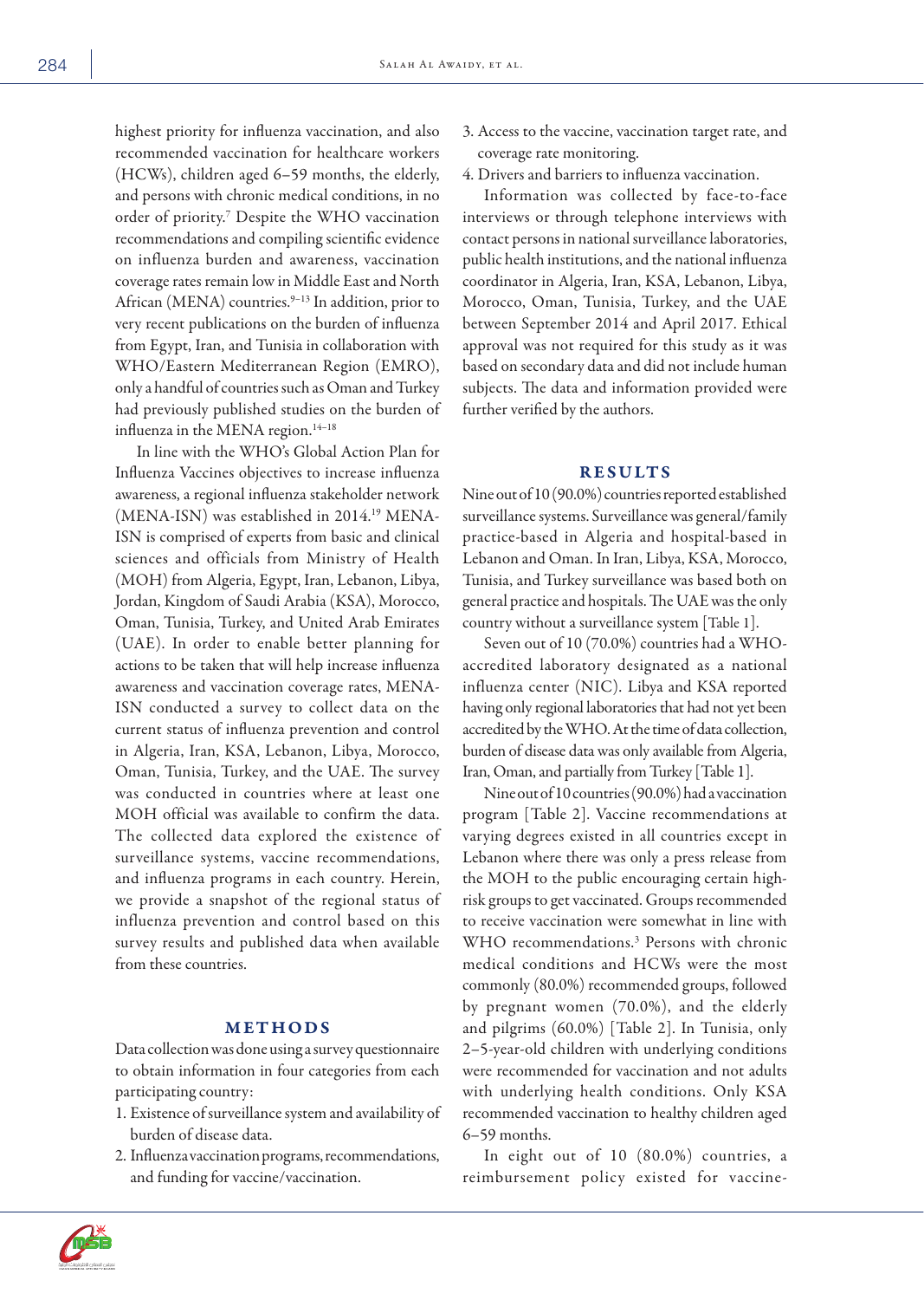highest priority for influenza vaccination, and also recommended vaccination for healthcare workers (HCWs), children aged 6–59 months, the elderly, and persons with chronic medical conditions, in no order of priority.[7] Despite the WHO vaccination recommendations and compiling scientific evidence on influenza burden and awareness, vaccination coverage rates remain low in Middle East and North African (MENA) countries.[9–13] In addition, prior to very recent publications on the burden of influenza from Egypt, Iran, and Tunisia in collaboration with WHO/Eastern Mediterranean Region (EMRO), only a handful of countries such as Oman and Turkey had previously published studies on the burden of influenza in the MENA region.[14–18]

In line with the WHO's Global Action Plan for Influenza Vaccines objectives to increase influenza awareness, a regional influenza stakeholder network (MENA-ISN) was established in 2014.[19] MENA-ISN is comprised of experts from basic and clinical sciences and officials from Ministry of Health (MOH) from Algeria, Egypt, Iran, Lebanon, Libya, Jordan, Kingdom of Saudi Arabia (KSA), Morocco, Oman, Tunisia, Turkey, and United Arab Emirates (UAE). In order to enable better planning for actions to be taken that will help increase influenza awareness and vaccination coverage rates, MENA-ISN conducted a survey to collect data on the current status of influenza prevention and control in Algeria, Iran, KSA, Lebanon, Libya, Morocco, Oman, Tunisia, Turkey, and the UAE. The survey was conducted in countries where at least one MOH official was available to confirm the data. The collected data explored the existence of surveillance systems, vaccine recommendations, and influenza programs in each country. Herein, we provide a snapshot of the regional status of influenza prevention and control based on this survey results and published data when available from these countries.

## METHODS

Data collection was done using a survey questionnaire to obtain information in four categories from each participating country:

1. Existence of surveillance system and availability of burden of disease data.
2. Influenza vaccination programs, recommendations, and funding for vaccine/vaccination.
3. Access to the vaccine, vaccination target rate, and coverage rate monitoring.
4. Drivers and barriers to influenza vaccination.

Information was collected by face-to-face interviews or through telephone interviews with contact persons in national surveillance laboratories, public health institutions, and the national influenza coordinator in Algeria, Iran, KSA, Lebanon, Libya, Morocco, Oman, Tunisia, Turkey, and the UAE between September 2014 and April 2017. Ethical approval was not required for this study as it was based on secondary data and did not include human subjects. The data and information provided were further verified by the authors.

## RESULTS

Nine out of 10 (90.0%) countries reported established surveillance systems. Surveillance was general/family practice-based in Algeria and hospital-based in Lebanon and Oman. In Iran, Libya, KSA, Morocco, Tunisia, and Turkey surveillance was based both on general practice and hospitals. The UAE was the only country without a surveillance system [Table 1].

Seven out of 10 (70.0%) countries had a WHO-accredited laboratory designated as a national influenza center (NIC). Libya and KSA reported having only regional laboratories that had not yet been accredited by the WHO. At the time of data collection, burden of disease data was only available from Algeria, Iran, Oman, and partially from Turkey [Table 1].

Nine out of 10 countries (90.0%) had a vaccination program [Table 2]. Vaccine recommendations at varying degrees existed in all countries except in Lebanon where there was only a press release from the MOH to the public encouraging certain high-risk groups to get vaccinated. Groups recommended to receive vaccination were somewhat in line with WHO recommendations.[3] Persons with chronic medical conditions and HCWs were the most commonly (80.0%) recommended groups, followed by pregnant women (70.0%), and the elderly and pilgrims (60.0%) [Table 2]. In Tunisia, only 2–5-year-old children with underlying conditions were recommended for vaccination and not adults with underlying health conditions. Only KSA recommended vaccination to healthy children aged 6–59 months.

In eight out of 10 (80.0%) countries, a reimbursement policy existed for vaccine-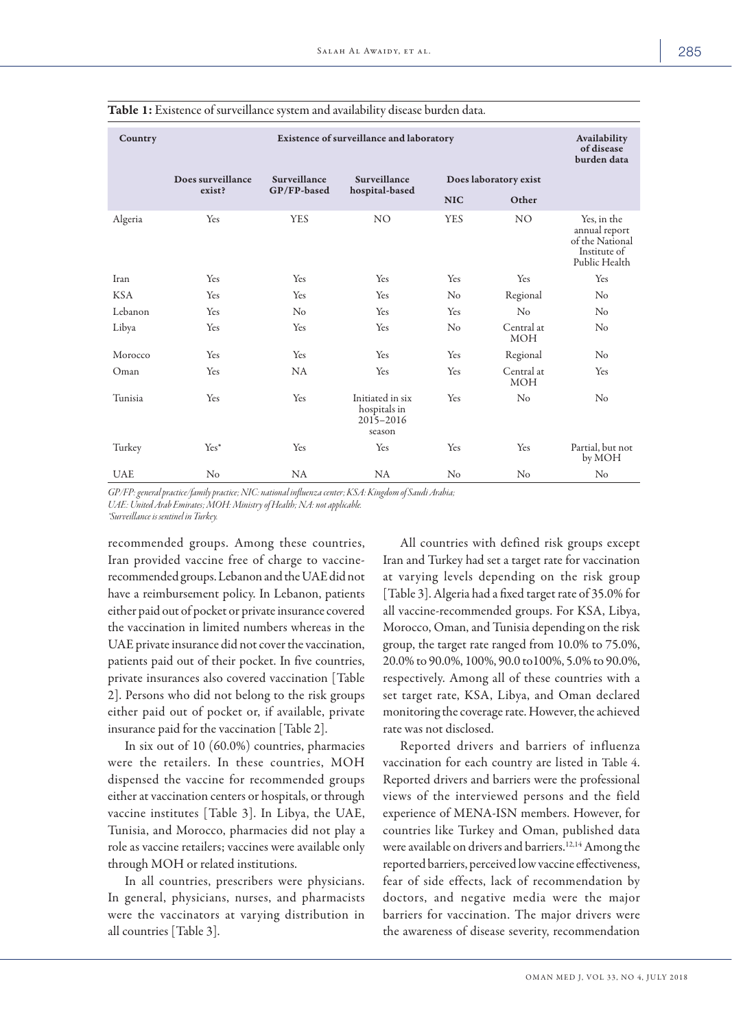**Table 1:** Existence of surveillance system and availability disease burden data.

| Country | Existence of surveillance and laboratory | | | | | Availability of disease burden data |
|---|---|---|---|---|---|---|
| | Does surveillance exist? | Surveillance GP/FP-based | Surveillance hospital-based | Does laboratory exist | | |
| | | | | NIC | Other | |
| Algeria | Yes | YES | NO | YES | NO | Yes, in the annual report of the National Institute of Public Health |
| Iran | Yes | Yes | Yes | Yes | Yes | Yes |
| KSA | Yes | Yes | Yes | No | Regional | No |
| Lebanon | Yes | No | Yes | Yes | No | No |
| Libya | Yes | Yes | Yes | No | Central at MOH | No |
| Morocco | Yes | Yes | Yes | Yes | Regional | No |
| Oman | Yes | NA | Yes | Yes | Central at MOH | Yes |
| Tunisia | Yes | Yes | Initiated in six hospitals in 2015–2016 season | Yes | No | No |
| Turkey | Yes* | Yes | Yes | Yes | Yes | Partial, but not by MOH |
| UAE | No | NA | NA | No | No | No |

*GP/FP: general practice/family practice; NIC: national influenza center; KSA: Kingdom of Saudi Arabia; UAE: United Arab Emirates; MOH: Ministry of Health; NA: not applicable.*
*\*Surveillance is sentinel in Turkey.*

recommended groups. Among these countries, Iran provided vaccine free of charge to vaccine-recommended groups. Lebanon and the UAE did not have a reimbursement policy. In Lebanon, patients either paid out of pocket or private insurance covered the vaccination in limited numbers whereas in the UAE private insurance did not cover the vaccination, patients paid out of their pocket. In five countries, private insurances also covered vaccination [Table 2]. Persons who did not belong to the risk groups either paid out of pocket or, if available, private insurance paid for the vaccination [Table 2].

In six out of 10 (60.0%) countries, pharmacies were the retailers. In these countries, MOH dispensed the vaccine for recommended groups either at vaccination centers or hospitals, or through vaccine institutes [Table 3]. In Libya, the UAE, Tunisia, and Morocco, pharmacies did not play a role as vaccine retailers; vaccines were available only through MOH or related institutions.

In all countries, prescribers were physicians. In general, physicians, nurses, and pharmacists were the vaccinators at varying distribution in all countries [Table 3].

All countries with defined risk groups except Iran and Turkey had set a target rate for vaccination at varying levels depending on the risk group [Table 3]. Algeria had a fixed target rate of 35.0% for all vaccine-recommended groups. For KSA, Libya, Morocco, Oman, and Tunisia depending on the risk group, the target rate ranged from 10.0% to 75.0%, 20.0% to 90.0%, 100%, 90.0 to100%, 5.0% to 90.0%, respectively. Among all of these countries with a set target rate, KSA, Libya, and Oman declared monitoring the coverage rate. However, the achieved rate was not disclosed.

Reported drivers and barriers of influenza vaccination for each country are listed in Table 4. Reported drivers and barriers were the professional views of the interviewed persons and the field experience of MENA-ISN members. However, for countries like Turkey and Oman, published data were available on drivers and barriers.[12,14] Among the reported barriers, perceived low vaccine effectiveness, fear of side effects, lack of recommendation by doctors, and negative media were the major barriers for vaccination. The major drivers were the awareness of disease severity, recommendation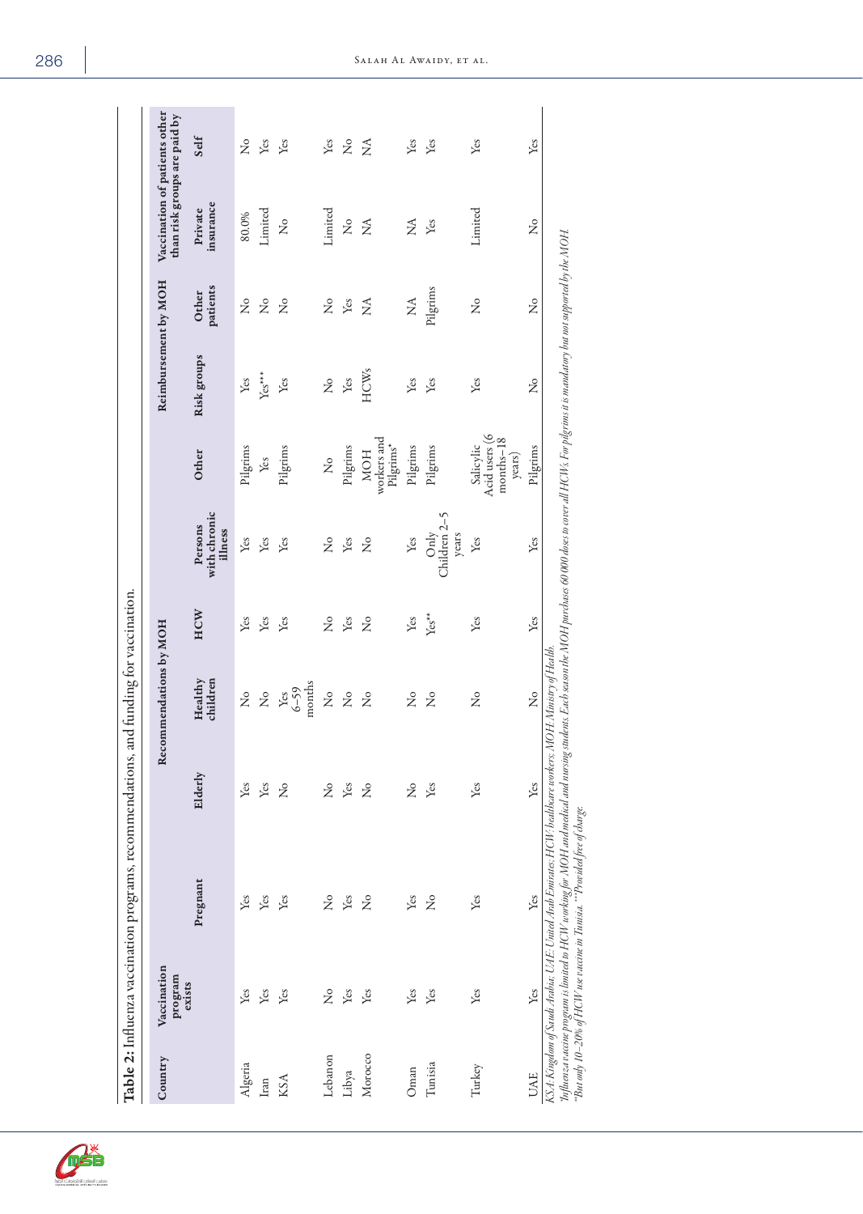**Table 2:** Influenza vaccination programs, recommendations, and funding for vaccination.

| Country | Vaccination program exists | Recommendations by MOH | | | | | | Reimbursement by MOH | | Vaccination of patients other than risk groups are paid by | |
|---|---|---|---|---|---|---|---|---|---|---|---|
| | | Pregnant | Elderly | Healthy children | HCW | Persons with chronic illness | Other | Risk groups | Other patients | Private insurance | Self |
| Algeria | Yes | Yes | Yes | No | Yes | Yes | Pilgrims | Yes | No | 80.0% | No |
| Iran | Yes | Yes | Yes | No | Yes | Yes | Yes | Yes*** | No | Limited | Yes |
| KSA | Yes | Yes | No | Yes 6–59 months | Yes | Yes | Pilgrims | Yes | No | No | Yes |
| Lebanon | No | No | No | No | No | No | No | No | No | Limited | Yes |
| Libya | Yes | Yes | Yes | No | Yes | Yes | Pilgrims | Yes | Yes | No | No |
| Morocco | Yes | No | No | No | No | No | MOH workers and Pilgrims* | HCWs | NA | NA | NA |
| Oman | Yes | Yes | No | No | Yes | Yes | Pilgrims | Yes | NA | NA | Yes |
| Tunisia | Yes | No | Yes | No | Yes** | Only Children 2–5 years | Pilgrims | Yes | Pilgrims | Yes | Yes |
| Turkey | Yes | Yes | Yes | No | Yes | Yes | Salicylic Acid users (6 months–18 years) | Yes | No | Limited | Yes |
| UAE | Yes | Yes | Yes | No | Yes | Yes | Pilgrims | No | No | No | Yes |

*KSA: Kingdom of Saudi Arabia; UAE: United Arab Emirates; HCW: healthcare workers; MOH: Ministry of Health.*
*\*Influenza vaccine program is limited to HCW working for MOH and medical and nursing students. Each season the MOH purchases 60 000 doses to cover all HCWs. For pilgrims it is mandatory but not supported by the MOH.*
*\*\*But only 10–20% of HCW use vaccine in Tunisia. \*\*\*Provided free of charge.*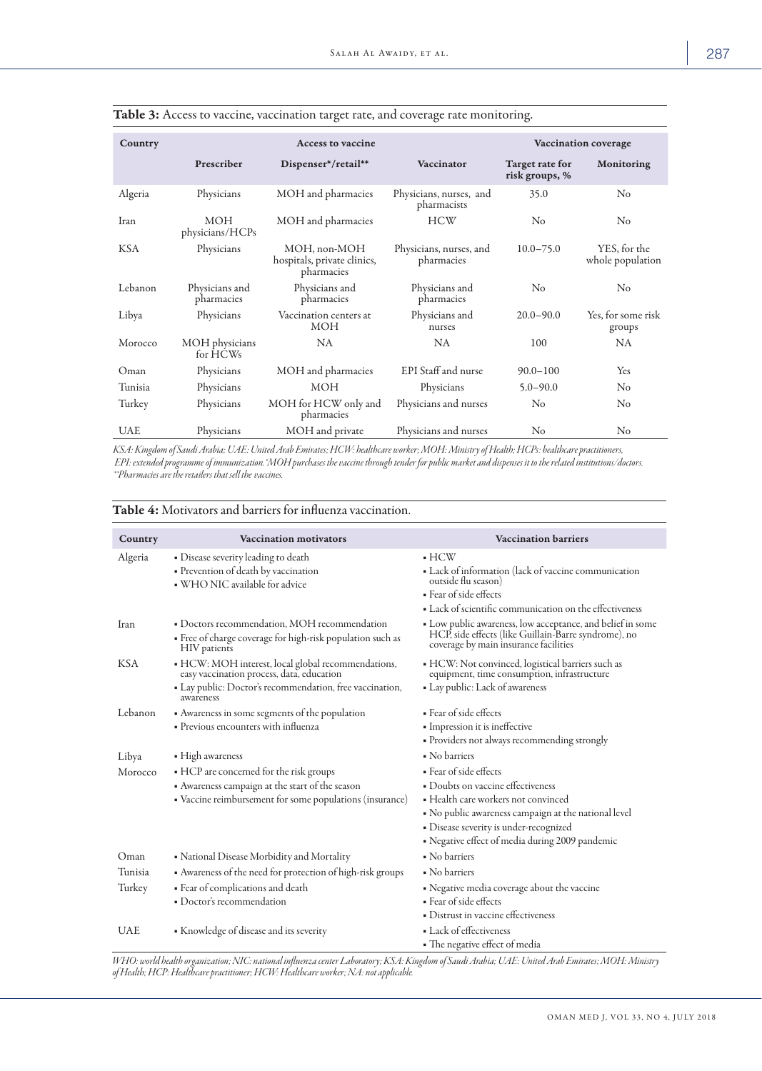**Table 3:** Access to vaccine, vaccination target rate, and coverage rate monitoring.

| Country | Access to vaccine | | | Vaccination coverage | |
|---|---|---|---|---|---|
| | Prescriber | Dispenser*/retail** | Vaccinator | Target rate for risk groups, % | Monitoring |
| Algeria | Physicians | MOH and pharmacies | Physicians, nurses, and pharmacists | 35.0 | No |
| Iran | MOH physicians/HCPs | MOH and pharmacies | HCW | No | No |
| KSA | Physicians | MOH, non-MOH hospitals, private clinics, pharmacies | Physicians, nurses, and pharmacies | 10.0–75.0 | YES, for the whole population |
| Lebanon | Physicians and pharmacies | Physicians and pharmacies | Physicians and pharmacies | No | No |
| Libya | Physicians | Vaccination centers at MOH | Physicians and nurses | 20.0–90.0 | Yes, for some risk groups |
| Morocco | MOH physicians for HCWs | NA | NA | 100 | NA |
| Oman | Physicians | MOH and pharmacies | EPI Staff and nurse | 90.0–100 | Yes |
| Tunisia | Physicians | MOH | Physicians | 5.0–90.0 | No |
| Turkey | Physicians | MOH for HCW only and pharmacies | Physicians and nurses | No | No |
| UAE | Physicians | MOH and private | Physicians and nurses | No | No |

*KSA: Kingdom of Saudi Arabia; UAE: United Arab Emirates; HCW: healthcare worker; MOH: Ministry of Health; HCPs: healthcare practitioners, EPI: extended programme of immunization. *MOH purchases the vaccine through tender for public market and dispenses it to the related institutions/doctors. **Pharmacies are the retailers that sell the vaccines.*

**Table 4:** Motivators and barriers for influenza vaccination.

| Country | Vaccination motivators | Vaccination barriers |
|---|---|---|
| Algeria | • Disease severity leading to death<br>• Prevention of death by vaccination<br>• WHO NIC available for advice | • HCW<br>• Lack of information (lack of vaccine communication outside flu season)<br>• Fear of side effects<br>• Lack of scientific communication on the effectiveness |
| Iran | • Doctors recommendation, MOH recommendation<br>• Free of charge coverage for high-risk population such as HIV patients | • Low public awareness, low acceptance, and belief in some HCP, side effects (like Guillain-Barre syndrome), no coverage by main insurance facilities |
| KSA | • HCW: MOH interest, local global recommendations, easy vaccination process, data, education<br>• Lay public: Doctor's recommendation, free vaccination, awareness | • HCW: Not convinced, logistical barriers such as equipment, time consumption, infrastructure<br>• Lay public: Lack of awareness |
| Lebanon | • Awareness in some segments of the population<br>• Previous encounters with influenza | • Fear of side effects<br>• Impression it is ineffective<br>• Providers not always recommending strongly |
| Libya | • High awareness | • No barriers |
| Morocco | • HCP are concerned for the risk groups<br>• Awareness campaign at the start of the season<br>• Vaccine reimbursement for some populations (insurance) | • Fear of side effects<br>• Doubts on vaccine effectiveness<br>• Health care workers not convinced<br>• No public awareness campaign at the national level<br>• Disease severity is under-recognized<br>• Negative effect of media during 2009 pandemic |
| Oman | • National Disease Morbidity and Mortality | • No barriers |
| Tunisia | • Awareness of the need for protection of high-risk groups | • No barriers |
| Turkey | • Fear of complications and death<br>• Doctor's recommendation | • Negative media coverage about the vaccine<br>• Fear of side effects<br>• Distrust in vaccine effectiveness |
| UAE | • Knowledge of disease and its severity | • Lack of effectiveness<br>• The negative effect of media |

*WHO: world health organization; NIC: national influenza center Laboratory; KSA: Kingdom of Saudi Arabia; UAE: United Arab Emirates; MOH: Ministry of Health; HCP: Healthcare practitioner; HCW: Healthcare worker; NA: not applicable.*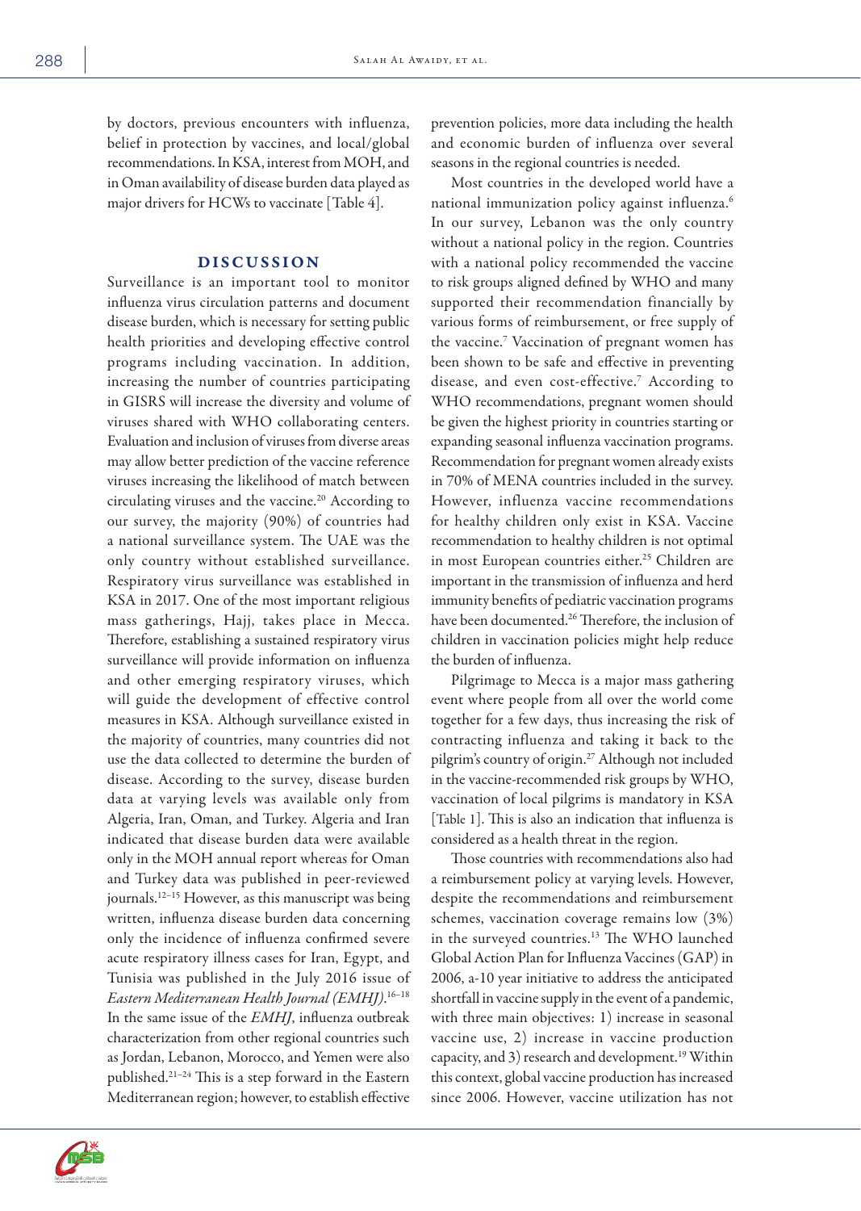by doctors, previous encounters with influenza, belief in protection by vaccines, and local/global recommendations. In KSA, interest from MOH, and in Oman availability of disease burden data played as major drivers for HCWs to vaccinate [Table 4].

## DISCUSSION

Surveillance is an important tool to monitor influenza virus circulation patterns and document disease burden, which is necessary for setting public health priorities and developing effective control programs including vaccination. In addition, increasing the number of countries participating in GISRS will increase the diversity and volume of viruses shared with WHO collaborating centers. Evaluation and inclusion of viruses from diverse areas may allow better prediction of the vaccine reference viruses increasing the likelihood of match between circulating viruses and the vaccine.[20] According to our survey, the majority (90%) of countries had a national surveillance system. The UAE was the only country without established surveillance. Respiratory virus surveillance was established in KSA in 2017. One of the most important religious mass gatherings, Hajj, takes place in Mecca. Therefore, establishing a sustained respiratory virus surveillance will provide information on influenza and other emerging respiratory viruses, which will guide the development of effective control measures in KSA. Although surveillance existed in the majority of countries, many countries did not use the data collected to determine the burden of disease. According to the survey, disease burden data at varying levels was available only from Algeria, Iran, Oman, and Turkey. Algeria and Iran indicated that disease burden data were available only in the MOH annual report whereas for Oman and Turkey data was published in peer-reviewed journals.[12–15] However, as this manuscript was being written, influenza disease burden data concerning only the incidence of influenza confirmed severe acute respiratory illness cases for Iran, Egypt, and Tunisia was published in the July 2016 issue of *Eastern Mediterranean Health Journal (EMHJ)*.[16–18] In the same issue of the *EMHJ*, influenza outbreak characterization from other regional countries such as Jordan, Lebanon, Morocco, and Yemen were also published.[21–24] This is a step forward in the Eastern Mediterranean region; however, to establish effective prevention policies, more data including the health and economic burden of influenza over several seasons in the regional countries is needed.

Most countries in the developed world have a national immunization policy against influenza.[6] In our survey, Lebanon was the only country without a national policy in the region. Countries with a national policy recommended the vaccine to risk groups aligned defined by WHO and many supported their recommendation financially by various forms of reimbursement, or free supply of the vaccine.[7] Vaccination of pregnant women has been shown to be safe and effective in preventing disease, and even cost-effective.[7] According to WHO recommendations, pregnant women should be given the highest priority in countries starting or expanding seasonal influenza vaccination programs. Recommendation for pregnant women already exists in 70% of MENA countries included in the survey. However, influenza vaccine recommendations for healthy children only exist in KSA. Vaccine recommendation to healthy children is not optimal in most European countries either.[25] Children are important in the transmission of influenza and herd immunity benefits of pediatric vaccination programs have been documented.[26] Therefore, the inclusion of children in vaccination policies might help reduce the burden of influenza.

Pilgrimage to Mecca is a major mass gathering event where people from all over the world come together for a few days, thus increasing the risk of contracting influenza and taking it back to the pilgrim's country of origin.[27] Although not included in the vaccine-recommended risk groups by WHO, vaccination of local pilgrims is mandatory in KSA [Table 1]. This is also an indication that influenza is considered as a health threat in the region.

Those countries with recommendations also had a reimbursement policy at varying levels. However, despite the recommendations and reimbursement schemes, vaccination coverage remains low (3%) in the surveyed countries.[13] The WHO launched Global Action Plan for Influenza Vaccines (GAP) in 2006, a-10 year initiative to address the anticipated shortfall in vaccine supply in the event of a pandemic, with three main objectives: 1) increase in seasonal vaccine use, 2) increase in vaccine production capacity, and 3) research and development.[19] Within this context, global vaccine production has increased since 2006. However, vaccine utilization has not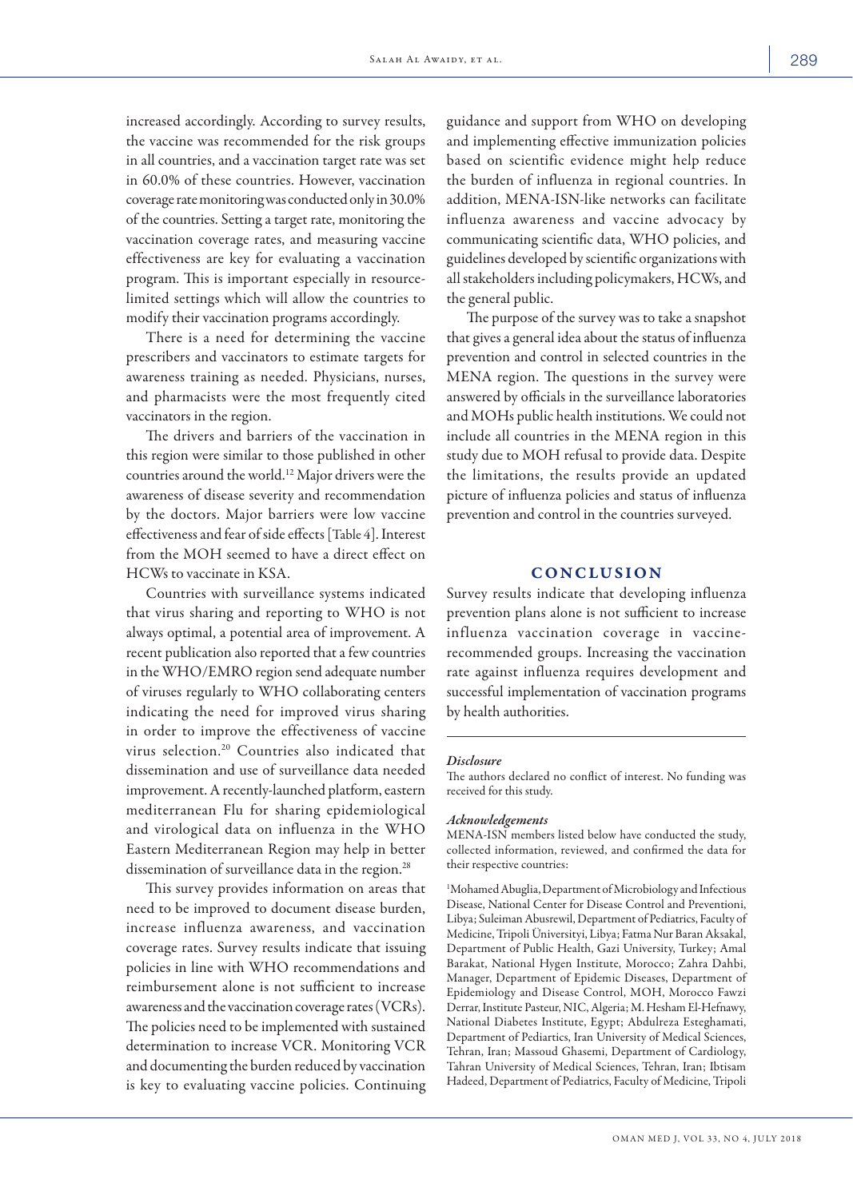increased accordingly. According to survey results, the vaccine was recommended for the risk groups in all countries, and a vaccination target rate was set in 60.0% of these countries. However, vaccination coverage rate monitoring was conducted only in 30.0% of the countries. Setting a target rate, monitoring the vaccination coverage rates, and measuring vaccine effectiveness are key for evaluating a vaccination program. This is important especially in resource-limited settings which will allow the countries to modify their vaccination programs accordingly.

There is a need for determining the vaccine prescribers and vaccinators to estimate targets for awareness training as needed. Physicians, nurses, and pharmacists were the most frequently cited vaccinators in the region.

The drivers and barriers of the vaccination in this region were similar to those published in other countries around the world.[12] Major drivers were the awareness of disease severity and recommendation by the doctors. Major barriers were low vaccine effectiveness and fear of side effects [Table 4]. Interest from the MOH seemed to have a direct effect on HCWs to vaccinate in KSA.

Countries with surveillance systems indicated that virus sharing and reporting to WHO is not always optimal, a potential area of improvement. A recent publication also reported that a few countries in the WHO/EMRO region send adequate number of viruses regularly to WHO collaborating centers indicating the need for improved virus sharing in order to improve the effectiveness of vaccine virus selection.[20] Countries also indicated that dissemination and use of surveillance data needed improvement. A recently-launched platform, eastern mediterranean Flu for sharing epidemiological and virological data on influenza in the WHO Eastern Mediterranean Region may help in better dissemination of surveillance data in the region.[28]

This survey provides information on areas that need to be improved to document disease burden, increase influenza awareness, and vaccination coverage rates. Survey results indicate that issuing policies in line with WHO recommendations and reimbursement alone is not sufficient to increase awareness and the vaccination coverage rates (VCRs). The policies need to be implemented with sustained determination to increase VCR. Monitoring VCR and documenting the burden reduced by vaccination is key to evaluating vaccine policies. Continuing guidance and support from WHO on developing and implementing effective immunization policies based on scientific evidence might help reduce the burden of influenza in regional countries. In addition, MENA-ISN-like networks can facilitate influenza awareness and vaccine advocacy by communicating scientific data, WHO policies, and guidelines developed by scientific organizations with all stakeholders including policymakers, HCWs, and the general public.

The purpose of the survey was to take a snapshot that gives a general idea about the status of influenza prevention and control in selected countries in the MENA region. The questions in the survey were answered by officials in the surveillance laboratories and MOHs public health institutions. We could not include all countries in the MENA region in this study due to MOH refusal to provide data. Despite the limitations, the results provide an updated picture of influenza policies and status of influenza prevention and control in the countries surveyed.

## CONCLUSION

Survey results indicate that developing influenza prevention plans alone is not sufficient to increase influenza vaccination coverage in vaccine-recommended groups. Increasing the vaccination rate against influenza requires development and successful implementation of vaccination programs by health authorities.

---

***Disclosure***

The authors declared no conflict of interest. No funding was received for this study.

***Acknowledgements***

MENA-ISN members listed below have conducted the study, collected information, reviewed, and confirmed the data for their respective countries:

[1]Mohamed Abuglia, Department of Microbiology and Infectious Disease, National Center for Disease Control and Preventioni, Libya; Suleiman Abusrewil, Department of Pediatrics, Faculty of Medicine, Tripoli Üniversityi, Libya; Fatma Nur Baran Aksakal, Department of Public Health, Gazi University, Turkey; Amal Barakat, National Hygen Institute, Morocco; Zahra Dahbi, Manager, Department of Epidemic Diseases, Department of Epidemiology and Disease Control, MOH, Morocco Fawzi Derrar, Institute Pasteur, NIC, Algeria; M. Hesham El-Hefnawy, National Diabetes Institute, Egypt; Abdulreza Esteghamati, Department of Pediartics, Iran University of Medical Sciences, Tehran, Iran; Massoud Ghasemi, Department of Cardiology, Tahran University of Medical Sciences, Tehran, Iran; Ibtisam Hadeed, Department of Pediatrics, Faculty of Medicine, Tripoli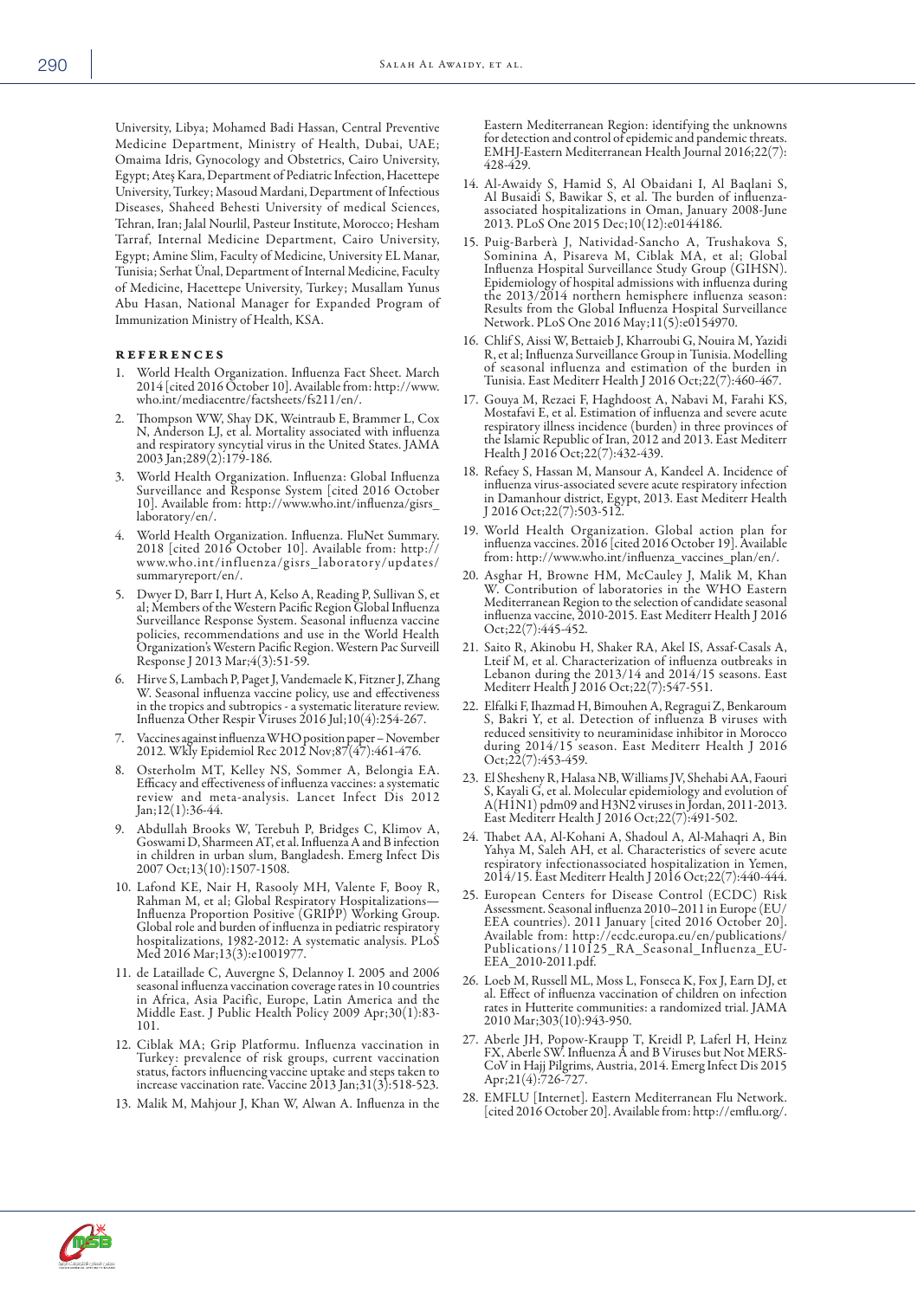University, Libya; Mohamed Badi Hassan, Central Preventive Medicine Department, Ministry of Health, Dubai, UAE; Omaima Idris, Gynocology and Obstetrics, Cairo University, Egypt; Ateş Kara, Department of Pediatric Infection, Hacettepe University, Turkey; Masoud Mardani, Department of Infectious Diseases, Shaheed Behesti University of medical Sciences, Tehran, Iran; Jalal Nourlil, Pasteur Institute, Morocco; Hesham Tarraf, Internal Medicine Department, Cairo University, Egypt; Amine Slim, Faculty of Medicine, University EL Manar, Tunisia; Serhat Ünal, Department of Internal Medicine, Faculty of Medicine, Hacettepe University, Turkey; Musallam Yunus Abu Hasan, National Manager for Expanded Program of Immunization Ministry of Health, KSA.

## References

1. World Health Organization. Influenza Fact Sheet. March 2014 [cited 2016 October 10]. Available from: http://www.who.int/mediacentre/factsheets/fs211/en/.
2. Thompson WW, Shay DK, Weintraub E, Brammer L, Cox N, Anderson LJ, et al. Mortality associated with influenza and respiratory syncytial virus in the United States. JAMA 2003 Jan;289(2):179-186.
3. World Health Organization. Influenza: Global Influenza Surveillance and Response System [cited 2016 October 10]. Available from: http://www.who.int/influenza/gisrs_laboratory/en/.
4. World Health Organization. Influenza. FluNet Summary. 2018 [cited 2016 October 10]. Available from: http://www.who.int/influenza/gisrs_laboratory/updates/summaryreport/en/.
5. Dwyer D, Barr I, Hurt A, Kelso A, Reading P, Sullivan S, et al; Members of the Western Pacific Region Global Influenza Surveillance Response System. Seasonal influenza vaccine policies, recommendations and use in the World Health Organization's Western Pacific Region. Western Pac Surveill Response J 2013 Mar;4(3):51-59.
6. Hirve S, Lambach P, Paget J, Vandemaele K, Fitzner J, Zhang W. Seasonal influenza vaccine policy, use and effectiveness in the tropics and subtropics - a systematic literature review. Influenza Other Respir Viruses 2016 Jul;10(4):254-267.
7. Vaccines against influenza WHO position paper – November 2012. Wkly Epidemiol Rec 2012 Nov;87(47):461-476.
8. Osterholm MT, Kelley NS, Sommer A, Belongia EA. Efficacy and effectiveness of influenza vaccines: a systematic review and meta-analysis. Lancet Infect Dis 2012 Jan;12(1):36-44.
9. Abdullah Brooks W, Terebuh P, Bridges C, Klimov A, Goswami D, Sharmeen AT, et al. Influenza A and B infection in children in urban slum, Bangladesh. Emerg Infect Dis 2007 Oct;13(10):1507-1508.
10. Lafond KE, Nair H, Rasooly MH, Valente F, Booy R, Rahman M, et al; Global Respiratory Hospitalizations—Influenza Proportion Positive (GRIPP) Working Group. Global role and burden of influenza in pediatric respiratory hospitalizations, 1982-2012: A systematic analysis. PLoS Med 2016 Mar;13(3):e1001977.
11. de Lataillade C, Auvergne S, Delannoy I. 2005 and 2006 seasonal influenza vaccination coverage rates in 10 countries in Africa, Asia Pacific, Europe, Latin America and the Middle East. J Public Health Policy 2009 Apr;30(1):83-101.
12. Ciblak MA; Grip Platformu. Influenza vaccination in Turkey: prevalence of risk groups, current vaccination status, factors influencing vaccine uptake and steps taken to increase vaccination rate. Vaccine 2013 Jan;31(3):518-523.
13. Malik M, Mahjour J, Khan W, Alwan A. Influenza in the Eastern Mediterranean Region: identifying the unknowns for detection and control of epidemic and pandemic threats. EMHJ-Eastern Mediterranean Health Journal 2016;22(7):428-429.
14. Al-Awaidy S, Hamid S, Al Obaidani I, Al Baqlani S, Al Busaidi S, Bawikar S, et al. The burden of influenza-associated hospitalizations in Oman, January 2008-June 2013. PLoS One 2015 Dec;10(12):e0144186.
15. Puig-Barberà J, Natividad-Sancho A, Trushakova S, Sominina A, Pisareva M, Ciblak MA, et al; Global Influenza Hospital Surveillance Study Group (GIHSN). Epidemiology of hospital admissions with influenza during the 2013/2014 northern hemisphere influenza season: Results from the Global Influenza Hospital Surveillance Network. PLoS One 2016 May;11(5):e0154970.
16. Chlif S, Aissi W, Bettaieb J, Kharroubi G, Nouira M, Yazidi R, et al; Influenza Surveillance Group in Tunisia. Modelling of seasonal influenza and estimation of the burden in Tunisia. East Mediterr Health J 2016 Oct;22(7):460-467.
17. Gouya M, Rezaei F, Haghdoost A, Nabavi M, Farahi KS, Mostafavi E, et al. Estimation of influenza and severe acute respiratory illness incidence (burden) in three provinces of the Islamic Republic of Iran, 2012 and 2013. East Mediterr Health J 2016 Oct;22(7):432-439.
18. Refaey S, Hassan M, Mansour A, Kandeel A. Incidence of influenza virus-associated severe acute respiratory infection in Damanhour district, Egypt, 2013. East Mediterr Health J 2016 Oct;22(7):503-512.
19. World Health Organization. Global action plan for influenza vaccines. 2016 [cited 2016 October 19]. Available from: http://www.who.int/influenza_vaccines_plan/en/.
20. Asghar H, Browne HM, McCauley J, Malik M, Khan W. Contribution of laboratories in the WHO Eastern Mediterranean Region to the selection of candidate seasonal influenza vaccine, 2010-2015. East Mediterr Health J 2016 Oct;22(7):445-452.
21. Saito R, Akinobu H, Shaker RA, Akel IS, Assaf-Casals A, Lteif M, et al. Characterization of influenza outbreaks in Lebanon during the 2013/14 and 2014/15 seasons. East Mediterr Health J 2016 Oct;22(7):547-551.
22. Elfalki F, Ihazmad H, Bimouhen A, Regragui Z, Benkaroum S, Bakri Y, et al. Detection of influenza B viruses with reduced sensitivity to neuraminidase inhibitor in Morocco during 2014/15 season. East Mediterr Health J 2016 Oct;22(7):453-459.
23. El Shesheny R, Halasa NB, Williams JV, Shehabi AA, Faouri S, Kayali G, et al. Molecular epidemiology and evolution of A(H1N1) pdm09 and H3N2 viruses in Jordan, 2011-2013. East Mediterr Health J 2016 Oct;22(7):491-502.
24. Thabet AA, Al-Kohani A, Shadoul A, Al-Mahaqri A, Bin Yahya M, Saleh AH, et al. Characteristics of severe acute respiratory infectionassociated hospitalization in Yemen, 2014/15. East Mediterr Health J 2016 Oct;22(7):440-444.
25. European Centers for Disease Control (ECDC) Risk Assessment. Seasonal influenza 2010–2011 in Europe (EU/EEA countries). 2011 January [cited 2016 October 20]. Available from: http://ecdc.europa.eu/en/publications/Publications/110125_RA_Seasonal_Influenza_EU-EEA_2010-2011.pdf.
26. Loeb M, Russell ML, Moss L, Fonseca K, Fox J, Earn DJ, et al. Effect of influenza vaccination of children on infection rates in Hutterite communities: a randomized trial. JAMA 2010 Mar;303(10):943-950.
27. Aberle JH, Popow-Kraupp T, Kreidl P, Laferl H, Heinz FX, Aberle SW. Influenza A and B Viruses but Not MERS-CoV in Hajj Pilgrims, Austria, 2014. Emerg Infect Dis 2015 Apr;21(4):726-727.
28. EMFLU [Internet]. Eastern Mediterranean Flu Network. [cited 2016 October 20]. Available from: http://emflu.org/.